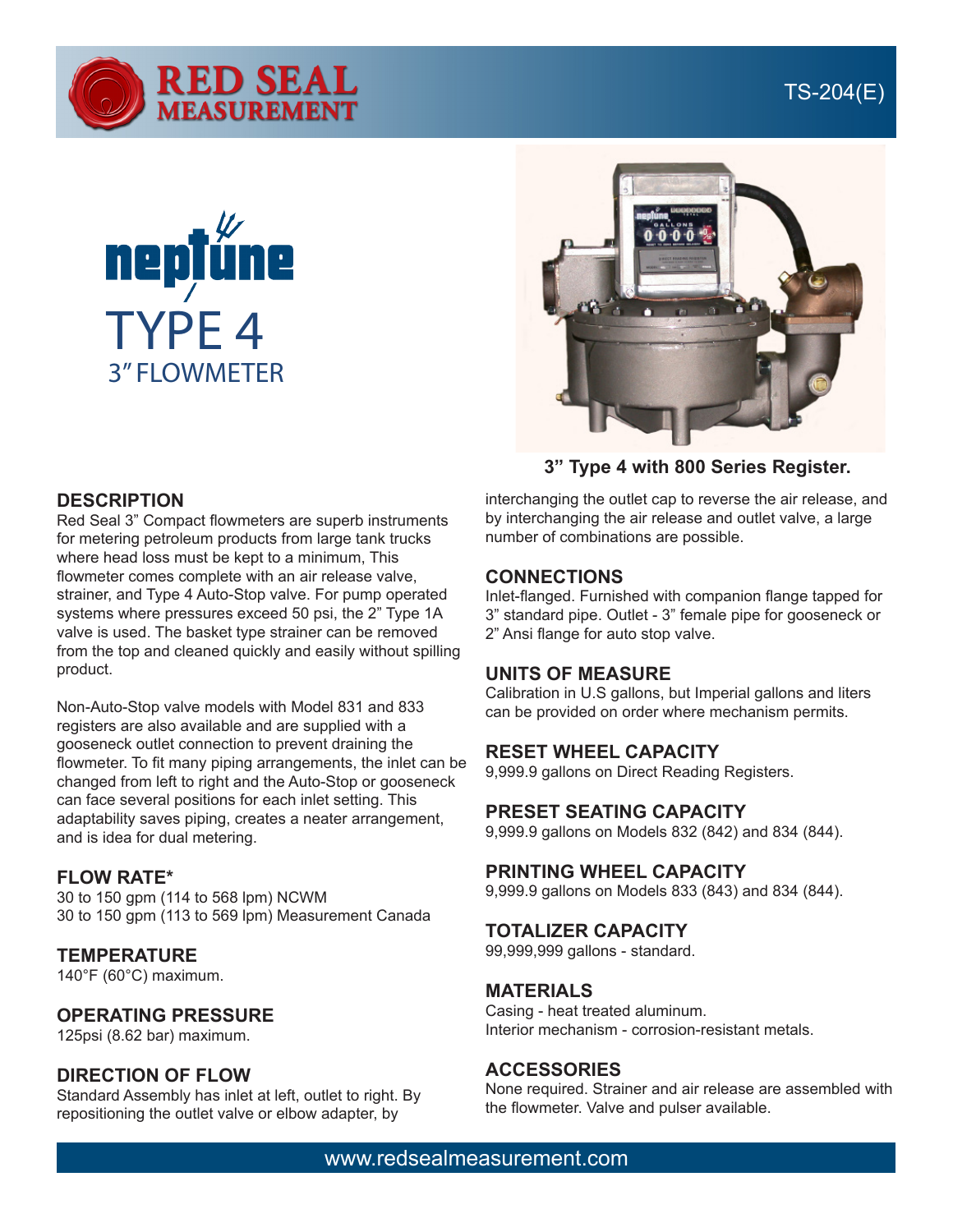RED SEAL MEASUREMENT

TS-204(E)

# neptune TYPE 4 3" FLOWMETER

**3" Type 4 with 800 Series Register.**

## DESCRIPTION

Red Seal 3" Compact flowmeters are superb instruments for metering petroleum products from large tank trucks where head loss must be kept to a minimum, This flowmeter comes complete with an air release valve, strainer, and Type 4 Auto-Stop valve. For pump operated systems where pressures exceed 50 psi, the 2" Type 1A valve is used. The basket type strainer can be removed from the top and cleaned quickly and easily without spilling product.

Non-Auto-Stop valve models with Model 831 and 833 registers are also available and are supplied with a gooseneck outlet connection to prevent draining the flowmeter. To fit many piping arrangements, the inlet can be changed from left to right and the Auto-Stop or gooseneck can face several positions for each inlet setting. This adaptability saves piping, creates a neater arrangement, and is idea for dual metering.

## FLOW RATE*

30 to 150 gpm (114 to 568 lpm) NCWM
30 to 150 gpm (113 to 569 lpm) Measurement Canada

## TEMPERATURE

140°F (60°C) maximum.

## OPERATING PRESSURE

125psi (8.62 bar) maximum.

## DIRECTION OF FLOW

Standard Assembly has inlet at left, outlet to right. By repositioning the outlet valve or elbow adapter, by interchanging the outlet cap to reverse the air release, and by interchanging the air release and outlet valve, a large number of combinations are possible.

## CONNECTIONS

Inlet-flanged. Furnished with companion flange tapped for 3" standard pipe. Outlet - 3" female pipe for gooseneck or 2" Ansi flange for auto stop valve.

## UNITS OF MEASURE

Calibration in U.S gallons, but Imperial gallons and liters can be provided on order where mechanism permits.

## RESET WHEEL CAPACITY

9,999.9 gallons on Direct Reading Registers.

## PRESET SEATING CAPACITY

9,999.9 gallons on Models 832 (842) and 834 (844).

## PRINTING WHEEL CAPACITY

9,999.9 gallons on Models 833 (843) and 834 (844).

## TOTALIZER CAPACITY

99,999,999 gallons - standard.

## MATERIALS

Casing - heat treated aluminum.
Interior mechanism - corrosion-resistant metals.

## ACCESSORIES

None required. Strainer and air release are assembled with the flowmeter. Valve and pulser available.

www.redsealmeasurement.com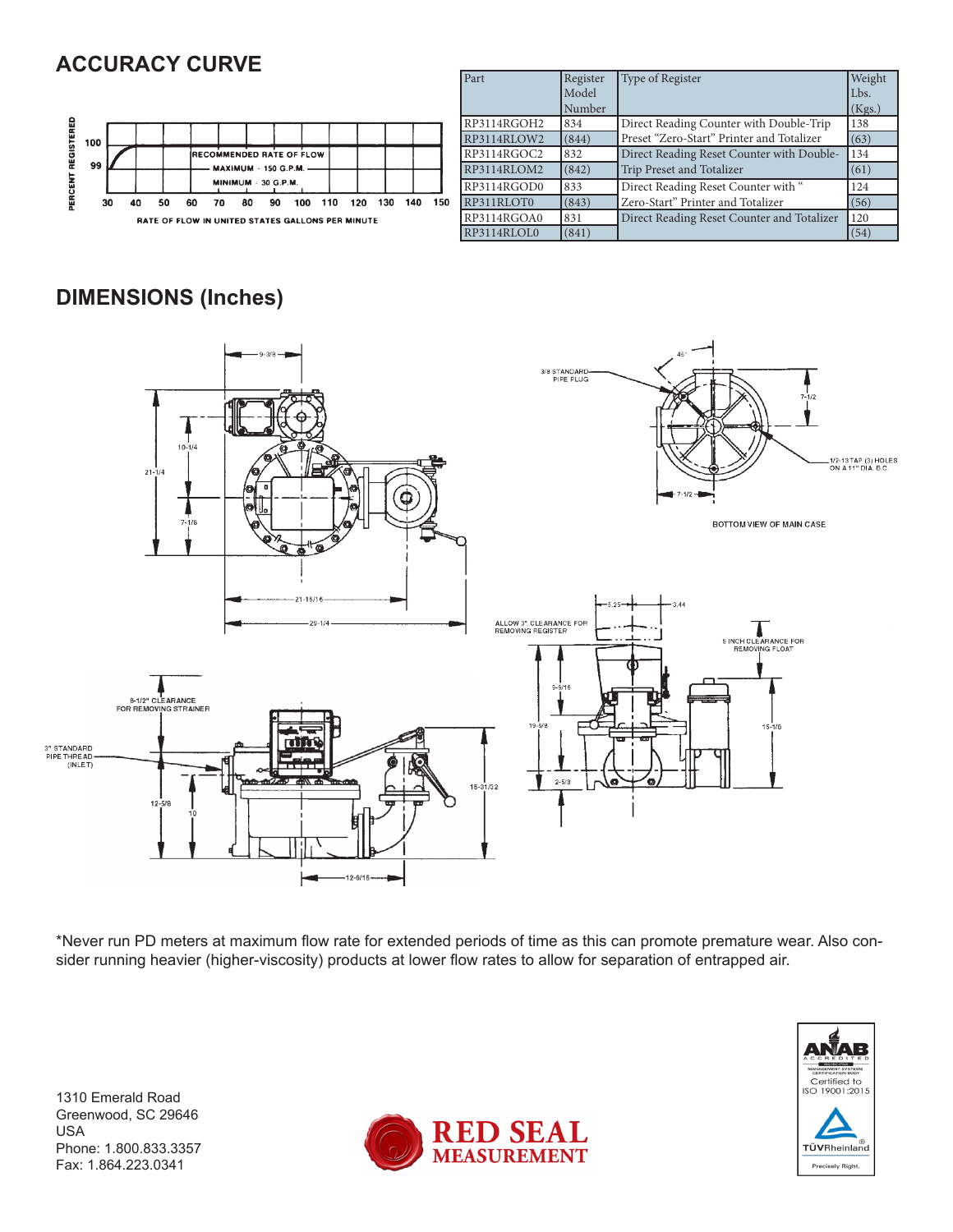## ACCURACY CURVE

PERCENT REGISTERED

100

99

RECOMMENDED RATE OF FLOW

MAXIMUM - 150 G.P.M.

MINIMUM - 30 G.P.M.

30 40 50 60 70 80 90 100 110 120 130 140 150

RATE OF FLOW IN UNITED STATES GALLONS PER MINUTE

| Part | Register Model Number | Type of Register | Weight Lbs. (Kgs.) |
|---|---|---|---|
| RP3114RGOH2 | 834 | Direct Reading Counter with Double-Trip | 138 |
| RP3114RLOW2 | (844) | Preset "Zero-Start" Printer and Totalizer | (63) |
| RP3114RGOC2 | 832 | Direct Reading Reset Counter with Double- | 134 |
| RP3114RLOM2 | (842) | Trip Preset and Totalizer | (61) |
| RP3114RGOD0 | 833 | Direct Reading Reset Counter with " | 124 |
| RP311RLOT0 | (843) | Zero-Start" Printer and Totalizer | (56) |
| RP3114RGOA0 | 831 | Direct Reading Reset Counter and Totalizer | 120 |
| RP3114RLOL0 | (841) | | (54) |

## DIMENSIONS (Inches)

9-3/8

10-1/4

21-1/4

7-1/8

21-15/16

29-1/4

3/8 STANDARD PIPE PLUG

45°

7-1/2

1/2-13 TAP (3) HOLES ON A 11" DIA. B.C.

7-1/2

BOTTOM VIEW OF MAIN CASE

5.25

3.44

ALLOW 3" CLEARANCE FOR REMOVING REGISTER

5 INCH CLEARANCE FOR REMOVING FLOAT

9-9/16

19-5/8

15-1/8

2-5/8

8-1/2" CLEARANCE FOR REMOVING STRAINER

3" STANDARD PIPE THREAD (INLET)

12-5/8

10

15-31/32

12-9/16

*Never run PD meters at maximum flow rate for extended periods of time as this can promote premature wear. Also consider running heavier (higher-viscosity) products at lower flow rates to allow for separation of entrapped air.

1310 Emerald Road
Greenwood, SC 29646
USA
Phone: 1.800.833.3357
Fax: 1.864.223.0341

RED SEAL MEASUREMENT

ANAB ACCREDITED MANAGEMENT SYSTEMS CERTIFICATION BODY
Certified to ISO 19001:2015
TÜVRheinland®
Precisely Right.